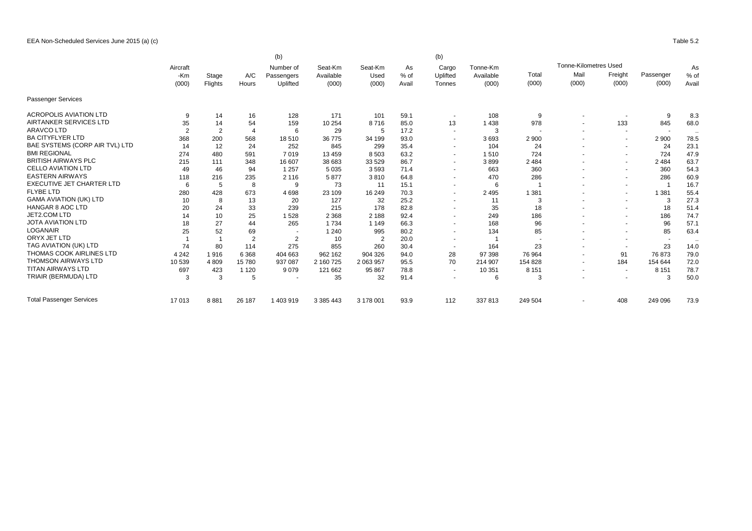EEA Non-Scheduled Services June 2015 (a) (c)

Table 5.2

| | Aircraft -Km (000) | Stage Flights | A/C Hours | (b) Number of Passengers Uplifted | Seat-Km Available (000) | Seat-Km Used (000) | As % of Avail | (b) Cargo Uplifted Tonnes | Tonne-Km Available (000) | Total (000) | Tonne-Kilometres Used Mail (000) | Freight (000) | Passenger (000) | As % of Avail |
|---|---|---|---|---|---|---|---|---|---|---|---|---|---|---|
| Passenger Services | | | | | | | | | | | | | | |
| ACROPOLIS AVIATION LTD | 9 | 14 | 16 | 128 | 171 | 101 | 59.1 | - | 108 | 9 | - | - | 9 | 8.3 |
| AIRTANKER SERVICES LTD | 35 | 14 | 54 | 159 | 10 254 | 8 716 | 85.0 | 13 | 1 438 | 978 | - | 133 | 845 | 68.0 |
| ARAVCO LTD | 2 | 2 | 4 | 6 | 29 | 5 | 17.2 | - | 3 | - | - | - | - | .. |
| BA CITYFLYER LTD | 368 | 200 | 568 | 18 510 | 36 775 | 34 199 | 93.0 | - | 3 693 | 2 900 | - | - | 2 900 | 78.5 |
| BAE SYSTEMS (CORP AIR TVL) LTD | 14 | 12 | 24 | 252 | 845 | 299 | 35.4 | - | 104 | 24 | - | - | 24 | 23.1 |
| BMI REGIONAL | 274 | 480 | 591 | 7 019 | 13 459 | 8 503 | 63.2 | - | 1 510 | 724 | - | - | 724 | 47.9 |
| BRITISH AIRWAYS PLC | 215 | 111 | 348 | 16 607 | 38 683 | 33 529 | 86.7 | - | 3 899 | 2 484 | - | - | 2 484 | 63.7 |
| CELLO AVIATION LTD | 49 | 46 | 94 | 1 257 | 5 035 | 3 593 | 71.4 | - | 663 | 360 | - | - | 360 | 54.3 |
| EASTERN AIRWAYS | 118 | 216 | 235 | 2 116 | 5 877 | 3 810 | 64.8 | - | 470 | 286 | - | - | 286 | 60.9 |
| EXECUTIVE JET CHARTER LTD | 6 | 5 | 8 | 9 | 73 | 11 | 15.1 | - | 6 | 1 | - | - | 1 | 16.7 |
| FLYBE LTD | 280 | 428 | 673 | 4 698 | 23 109 | 16 249 | 70.3 | - | 2 495 | 1 381 | - | - | 1 381 | 55.4 |
| GAMA AVIATION (UK) LTD | 10 | 8 | 13 | 20 | 127 | 32 | 25.2 | - | 11 | 3 | - | - | 3 | 27.3 |
| HANGAR 8 AOC LTD | 20 | 24 | 33 | 239 | 215 | 178 | 82.8 | - | 35 | 18 | - | - | 18 | 51.4 |
| JET2.COM LTD | 14 | 10 | 25 | 1 528 | 2 368 | 2 188 | 92.4 | - | 249 | 186 | - | - | 186 | 74.7 |
| JOTA AVIATION LTD | 18 | 27 | 44 | 265 | 1 734 | 1 149 | 66.3 | - | 168 | 96 | - | - | 96 | 57.1 |
| LOGANAIR | 25 | 52 | 69 | - | 1 240 | 995 | 80.2 | - | 134 | 85 | - | - | 85 | 63.4 |
| ORYX JET LTD | 1 | 1 | 2 | 2 | 10 | 2 | 20.0 | - | 1 | - | - | - | - | .. |
| TAG AVIATION (UK) LTD | 74 | 80 | 114 | 275 | 855 | 260 | 30.4 | - | 164 | 23 | - | - | 23 | 14.0 |
| THOMAS COOK AIRLINES LTD | 4 242 | 1 916 | 6 368 | 404 663 | 962 162 | 904 326 | 94.0 | 28 | 97 398 | 76 964 | - | 91 | 76 873 | 79.0 |
| THOMSON AIRWAYS LTD | 10 539 | 4 809 | 15 780 | 937 087 | 2 160 725 | 2 063 957 | 95.5 | 70 | 214 907 | 154 828 | - | 184 | 154 644 | 72.0 |
| TITAN AIRWAYS LTD | 697 | 423 | 1 120 | 9 079 | 121 662 | 95 867 | 78.8 | - | 10 351 | 8 151 | - | - | 8 151 | 78.7 |
| TRIAIR (BERMUDA) LTD | 3 | 3 | 5 | - | 35 | 32 | 91.4 | - | 6 | 3 | - | - | 3 | 50.0 |
| Total Passenger Services | 17 013 | 8 881 | 26 187 | 1 403 919 | 3 385 443 | 3 178 001 | 93.9 | 112 | 337 813 | 249 504 | - | 408 | 249 096 | 73.9 |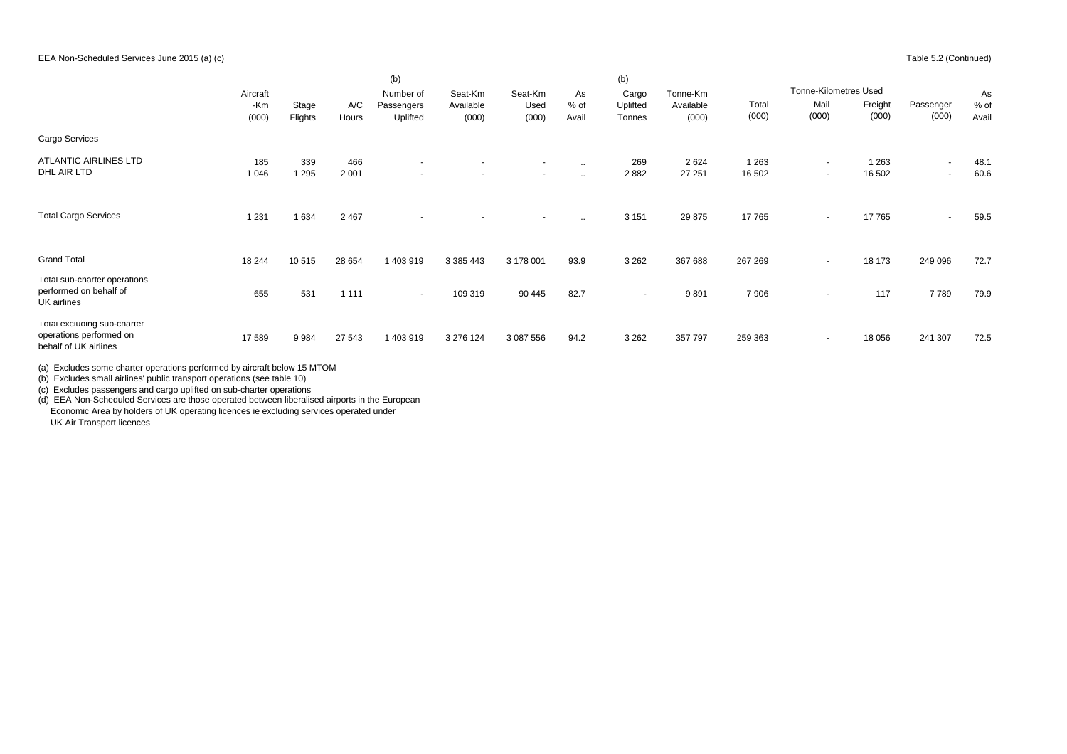EEA Non-Scheduled Services June 2015 (a) (c)

Table 5.2 (Continued)

| | Aircraft -Km (000) | Stage Flights | A/C Hours | (b) Number of Passengers Uplifted | Seat-Km Available (000) | Seat-Km Used (000) | As % of Avail | (b) Cargo Uplifted Tonnes | Tonne-Km Available (000) | Tonne-Kilometres Used Total (000) | Mail (000) | Freight (000) | Passenger (000) | As % of Avail |
|---|---|---|---|---|---|---|---|---|---|---|---|---|---|---|
| Cargo Services | | | | | | | | | | | | | | |
| ATLANTIC AIRLINES LTD | 185 | 339 | 466 | - | - | - | .. | 269 | 2 624 | 1 263 | - | 1 263 | - | 48.1 |
| DHL AIR LTD | 1 046 | 1 295 | 2 001 | - | - | - | .. | 2 882 | 27 251 | 16 502 | - | 16 502 | - | 60.6 |
| Total Cargo Services | 1 231 | 1 634 | 2 467 | - | - | - | .. | 3 151 | 29 875 | 17 765 | - | 17 765 | - | 59.5 |
| Grand Total | 18 244 | 10 515 | 28 654 | 1 403 919 | 3 385 443 | 3 178 001 | 93.9 | 3 262 | 367 688 | 267 269 | - | 18 173 | 249 096 | 72.7 |
| Total sub-charter operations performed on behalf of UK airlines | 655 | 531 | 1 111 | - | 109 319 | 90 445 | 82.7 | - | 9 891 | 7 906 | - | 117 | 7 789 | 79.9 |
| Total excluding sub-charter operations performed on behalf of UK airlines | 17 589 | 9 984 | 27 543 | 1 403 919 | 3 276 124 | 3 087 556 | 94.2 | 3 262 | 357 797 | 259 363 | - | 18 056 | 241 307 | 72.5 |

(a) Excludes some charter operations performed by aircraft below 15 MTOM
(b) Excludes small airlines' public transport operations (see table 10)
(c) Excludes passengers and cargo uplifted on sub-charter operations
(d) EEA Non-Scheduled Services are those operated between liberalised airports in the European Economic Area by holders of UK operating licences ie excluding services operated under UK Air Transport licences